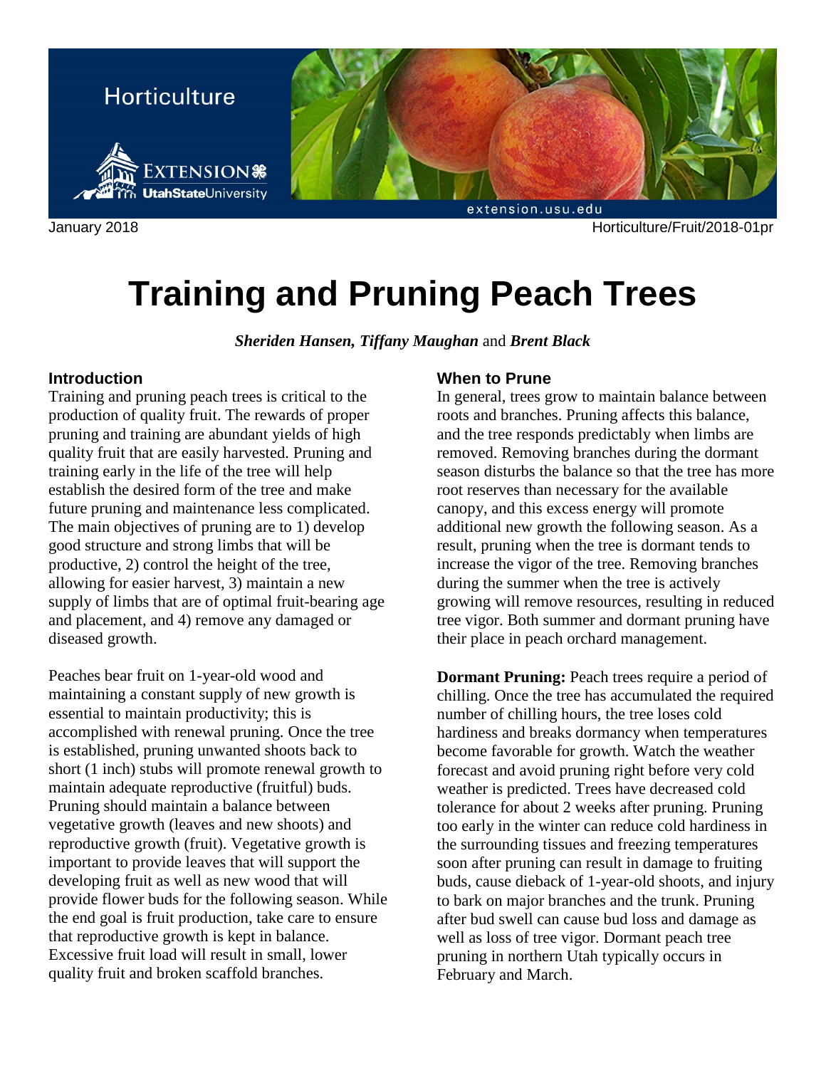Horticulture

January 2018 Horticulture/Fruit/2018-01pr

# Training and Pruning Peach Trees

***Sheriden Hansen, Tiffany Maughan*** and ***Brent Black***

## Introduction

Training and pruning peach trees is critical to the production of quality fruit. The rewards of proper pruning and training are abundant yields of high quality fruit that are easily harvested. Pruning and training early in the life of the tree will help establish the desired form of the tree and make future pruning and maintenance less complicated. The main objectives of pruning are to 1) develop good structure and strong limbs that will be productive, 2) control the height of the tree, allowing for easier harvest, 3) maintain a new supply of limbs that are of optimal fruit-bearing age and placement, and 4) remove any damaged or diseased growth.

Peaches bear fruit on 1-year-old wood and maintaining a constant supply of new growth is essential to maintain productivity; this is accomplished with renewal pruning. Once the tree is established, pruning unwanted shoots back to short (1 inch) stubs will promote renewal growth to maintain adequate reproductive (fruitful) buds. Pruning should maintain a balance between vegetative growth (leaves and new shoots) and reproductive growth (fruit). Vegetative growth is important to provide leaves that will support the developing fruit as well as new wood that will provide flower buds for the following season. While the end goal is fruit production, take care to ensure that reproductive growth is kept in balance. Excessive fruit load will result in small, lower quality fruit and broken scaffold branches.

## When to Prune

In general, trees grow to maintain balance between roots and branches. Pruning affects this balance, and the tree responds predictably when limbs are removed. Removing branches during the dormant season disturbs the balance so that the tree has more root reserves than necessary for the available canopy, and this excess energy will promote additional new growth the following season. As a result, pruning when the tree is dormant tends to increase the vigor of the tree. Removing branches during the summer when the tree is actively growing will remove resources, resulting in reduced tree vigor. Both summer and dormant pruning have their place in peach orchard management.

**Dormant Pruning:** Peach trees require a period of chilling. Once the tree has accumulated the required number of chilling hours, the tree loses cold hardiness and breaks dormancy when temperatures become favorable for growth. Watch the weather forecast and avoid pruning right before very cold weather is predicted. Trees have decreased cold tolerance for about 2 weeks after pruning. Pruning too early in the winter can reduce cold hardiness in the surrounding tissues and freezing temperatures soon after pruning can result in damage to fruiting buds, cause dieback of 1-year-old shoots, and injury to bark on major branches and the trunk. Pruning after bud swell can cause bud loss and damage as well as loss of tree vigor. Dormant peach tree pruning in northern Utah typically occurs in February and March.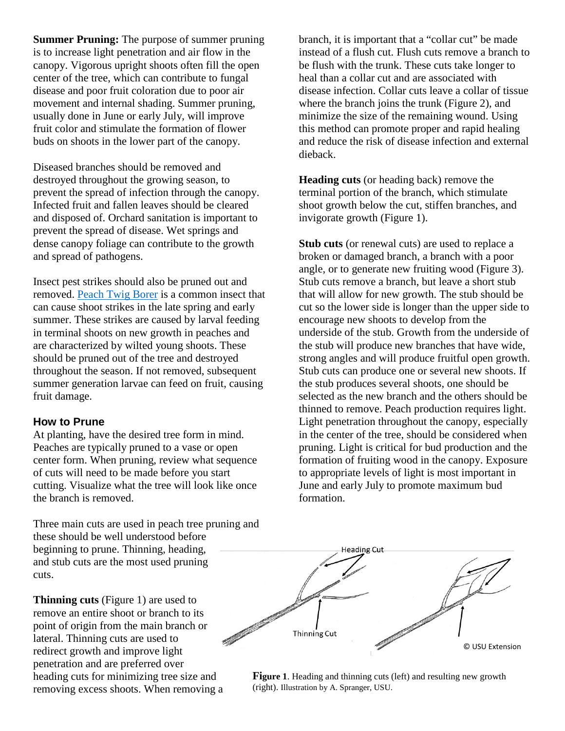**Summer Pruning:** The purpose of summer pruning is to increase light penetration and air flow in the canopy. Vigorous upright shoots often fill the open center of the tree, which can contribute to fungal disease and poor fruit coloration due to poor air movement and internal shading. Summer pruning, usually done in June or early July, will improve fruit color and stimulate the formation of flower buds on shoots in the lower part of the canopy.

Diseased branches should be removed and destroyed throughout the growing season, to prevent the spread of infection through the canopy. Infected fruit and fallen leaves should be cleared and disposed of. Orchard sanitation is important to prevent the spread of disease. Wet springs and dense canopy foliage can contribute to the growth and spread of pathogens.

Insect pest strikes should also be pruned out and removed. Peach Twig Borer is a common insect that can cause shoot strikes in the late spring and early summer. These strikes are caused by larval feeding in terminal shoots on new growth in peaches and are characterized by wilted young shoots. These should be pruned out of the tree and destroyed throughout the season. If not removed, subsequent summer generation larvae can feed on fruit, causing fruit damage.

## How to Prune

At planting, have the desired tree form in mind. Peaches are typically pruned to a vase or open center form. When pruning, review what sequence of cuts will need to be made before you start cutting. Visualize what the tree will look like once the branch is removed.

Three main cuts are used in peach tree pruning and these should be well understood before beginning to prune. Thinning, heading, and stub cuts are the most used pruning cuts.

**Thinning cuts** (Figure 1) are used to remove an entire shoot or branch to its point of origin from the main branch or lateral. Thinning cuts are used to redirect growth and improve light penetration and are preferred over heading cuts for minimizing tree size and removing excess shoots. When removing a branch, it is important that a "collar cut" be made instead of a flush cut. Flush cuts remove a branch to be flush with the trunk. These cuts take longer to heal than a collar cut and are associated with disease infection. Collar cuts leave a collar of tissue where the branch joins the trunk (Figure 2), and minimize the size of the remaining wound. Using this method can promote proper and rapid healing and reduce the risk of disease infection and external dieback.

**Heading cuts** (or heading back) remove the terminal portion of the branch, which stimulate shoot growth below the cut, stiffen branches, and invigorate growth (Figure 1).

**Stub cuts** (or renewal cuts) are used to replace a broken or damaged branch, a branch with a poor angle, or to generate new fruiting wood (Figure 3). Stub cuts remove a branch, but leave a short stub that will allow for new growth. The stub should be cut so the lower side is longer than the upper side to encourage new shoots to develop from the underside of the stub. Growth from the underside of the stub will produce new branches that have wide, strong angles and will produce fruitful open growth. Stub cuts can produce one or several new shoots. If the stub produces several shoots, one should be selected as the new branch and the others should be thinned to remove. Peach production requires light. Light penetration throughout the canopy, especially in the center of the tree, should be considered when pruning. Light is critical for bud production and the formation of fruiting wood in the canopy. Exposure to appropriate levels of light is most important in June and early July to promote maximum bud formation.

Heading Cut

Thinning Cut

© USU Extension

**Figure 1**. Heading and thinning cuts (left) and resulting new growth (right). Illustration by A. Spranger, USU.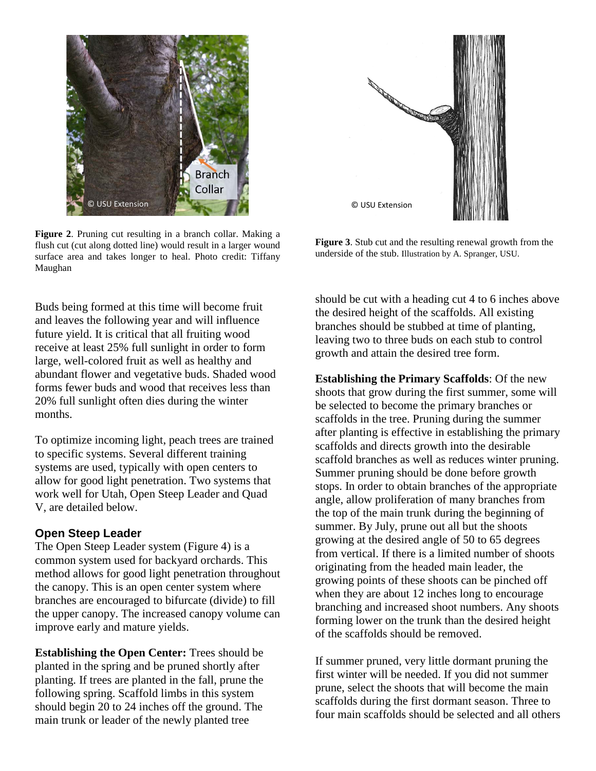Figure 2. Pruning cut resulting in a branch collar. Making a flush cut (cut along dotted line) would result in a larger wound surface area and takes longer to heal. Photo credit: Tiffany Maughan

Figure 3. Stub cut and the resulting renewal growth from the underside of the stub. Illustration by A. Spranger, USU.

Buds being formed at this time will become fruit and leaves the following year and will influence future yield. It is critical that all fruiting wood receive at least 25% full sunlight in order to form large, well-colored fruit as well as healthy and abundant flower and vegetative buds. Shaded wood forms fewer buds and wood that receives less than 20% full sunlight often dies during the winter months.

To optimize incoming light, peach trees are trained to specific systems. Several different training systems are used, typically with open centers to allow for good light penetration. Two systems that work well for Utah, Open Steep Leader and Quad V, are detailed below.

### Open Steep Leader

The Open Steep Leader system (Figure 4) is a common system used for backyard orchards. This method allows for good light penetration throughout the canopy. This is an open center system where branches are encouraged to bifurcate (divide) to fill the upper canopy. The increased canopy volume can improve early and mature yields.

**Establishing the Open Center:** Trees should be planted in the spring and be pruned shortly after planting. If trees are planted in the fall, prune the following spring. Scaffold limbs in this system should begin 20 to 24 inches off the ground. The main trunk or leader of the newly planted tree should be cut with a heading cut 4 to 6 inches above the desired height of the scaffolds. All existing branches should be stubbed at time of planting, leaving two to three buds on each stub to control growth and attain the desired tree form.

**Establishing the Primary Scaffolds**: Of the new shoots that grow during the first summer, some will be selected to become the primary branches or scaffolds in the tree. Pruning during the summer after planting is effective in establishing the primary scaffolds and directs growth into the desirable scaffold branches as well as reduces winter pruning. Summer pruning should be done before growth stops. In order to obtain branches of the appropriate angle, allow proliferation of many branches from the top of the main trunk during the beginning of summer. By July, prune out all but the shoots growing at the desired angle of 50 to 65 degrees from vertical. If there is a limited number of shoots originating from the headed main leader, the growing points of these shoots can be pinched off when they are about 12 inches long to encourage branching and increased shoot numbers. Any shoots forming lower on the trunk than the desired height of the scaffolds should be removed.

If summer pruned, very little dormant pruning the first winter will be needed. If you did not summer prune, select the shoots that will become the main scaffolds during the first dormant season. Three to four main scaffolds should be selected and all others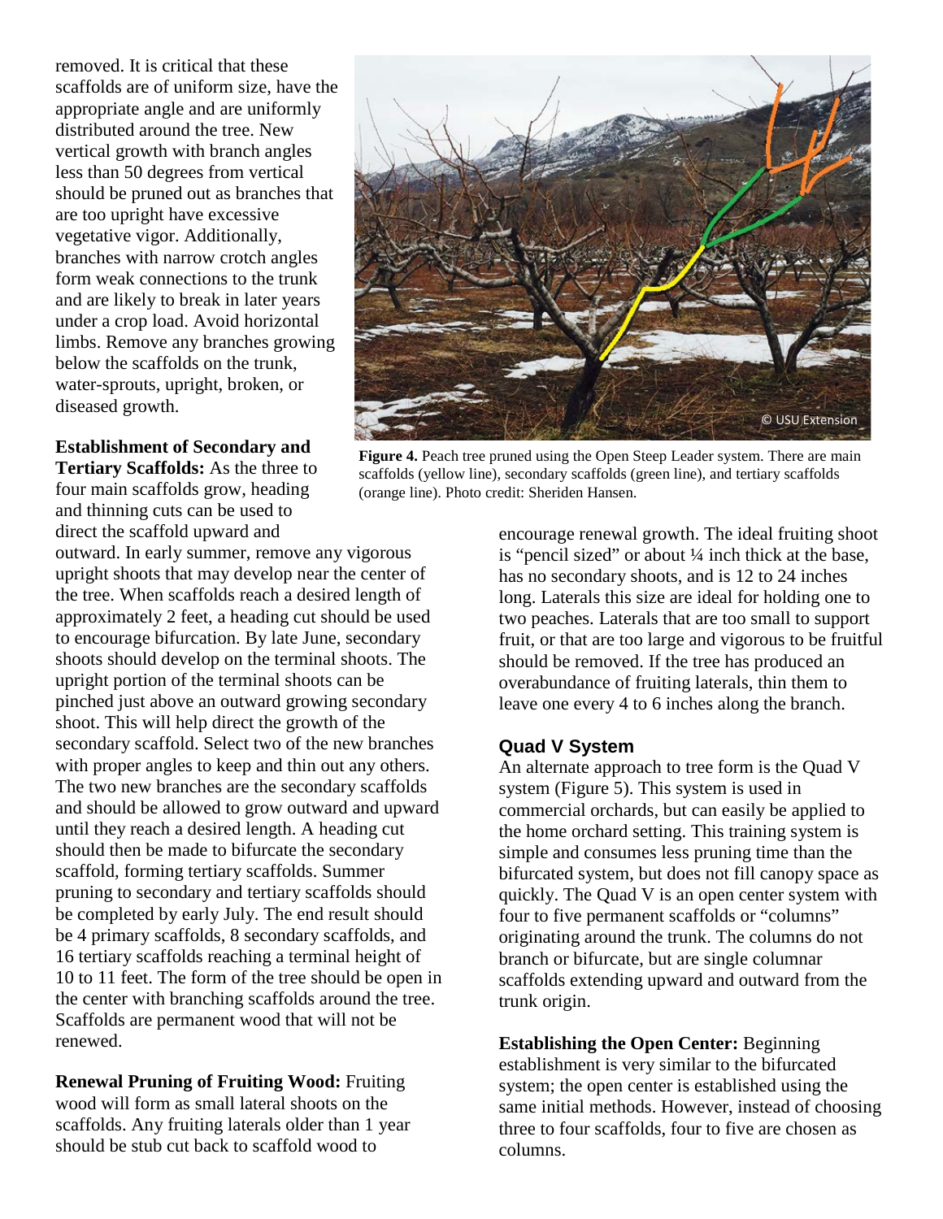removed. It is critical that these scaffolds are of uniform size, have the appropriate angle and are uniformly distributed around the tree. New vertical growth with branch angles less than 50 degrees from vertical should be pruned out as branches that are too upright have excessive vegetative vigor. Additionally, branches with narrow crotch angles form weak connections to the trunk and are likely to break in later years under a crop load. Avoid horizontal limbs. Remove any branches growing below the scaffolds on the trunk, water-sprouts, upright, broken, or diseased growth.

**Figure 4.** Peach tree pruned using the Open Steep Leader system. There are main scaffolds (yellow line), secondary scaffolds (green line), and tertiary scaffolds (orange line). Photo credit: Sheriden Hansen.

**Establishment of Secondary and Tertiary Scaffolds:** As the three to four main scaffolds grow, heading and thinning cuts can be used to direct the scaffold upward and outward. In early summer, remove any vigorous upright shoots that may develop near the center of the tree. When scaffolds reach a desired length of approximately 2 feet, a heading cut should be used to encourage bifurcation. By late June, secondary shoots should develop on the terminal shoots. The upright portion of the terminal shoots can be pinched just above an outward growing secondary shoot. This will help direct the growth of the secondary scaffold. Select two of the new branches with proper angles to keep and thin out any others. The two new branches are the secondary scaffolds and should be allowed to grow outward and upward until they reach a desired length. A heading cut should then be made to bifurcate the secondary scaffold, forming tertiary scaffolds. Summer pruning to secondary and tertiary scaffolds should be completed by early July. The end result should be 4 primary scaffolds, 8 secondary scaffolds, and 16 tertiary scaffolds reaching a terminal height of 10 to 11 feet. The form of the tree should be open in the center with branching scaffolds around the tree. Scaffolds are permanent wood that will not be renewed.

**Renewal Pruning of Fruiting Wood:** Fruiting wood will form as small lateral shoots on the scaffolds. Any fruiting laterals older than 1 year should be stub cut back to scaffold wood to encourage renewal growth. The ideal fruiting shoot is "pencil sized" or about ¼ inch thick at the base, has no secondary shoots, and is 12 to 24 inches long. Laterals this size are ideal for holding one to two peaches. Laterals that are too small to support fruit, or that are too large and vigorous to be fruitful should be removed. If the tree has produced an overabundance of fruiting laterals, thin them to leave one every 4 to 6 inches along the branch.

### Quad V System

An alternate approach to tree form is the Quad V system (Figure 5). This system is used in commercial orchards, but can easily be applied to the home orchard setting. This training system is simple and consumes less pruning time than the bifurcated system, but does not fill canopy space as quickly. The Quad V is an open center system with four to five permanent scaffolds or "columns" originating around the trunk. The columns do not branch or bifurcate, but are single columnar scaffolds extending upward and outward from the trunk origin.

**Establishing the Open Center:** Beginning establishment is very similar to the bifurcated system; the open center is established using the same initial methods. However, instead of choosing three to four scaffolds, four to five are chosen as columns.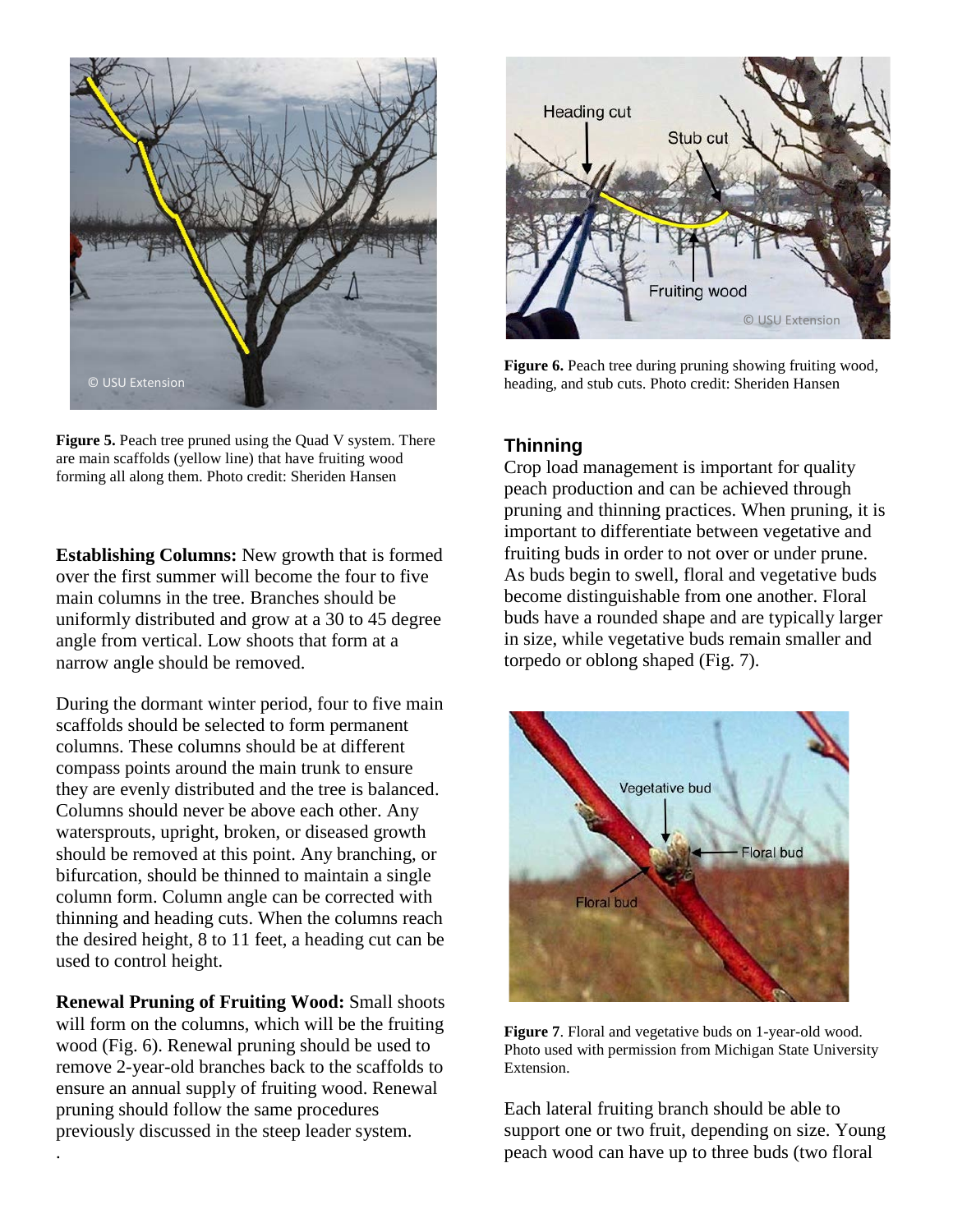Figure 5. Peach tree pruned using the Quad V system. There are main scaffolds (yellow line) that have fruiting wood forming all along them. Photo credit: Sheriden Hansen

**Establishing Columns:** New growth that is formed over the first summer will become the four to five main columns in the tree. Branches should be uniformly distributed and grow at a 30 to 45 degree angle from vertical. Low shoots that form at a narrow angle should be removed.

During the dormant winter period, four to five main scaffolds should be selected to form permanent columns. These columns should be at different compass points around the main trunk to ensure they are evenly distributed and the tree is balanced. Columns should never be above each other. Any watersprouts, upright, broken, or diseased growth should be removed at this point. Any branching, or bifurcation, should be thinned to maintain a single column form. Column angle can be corrected with thinning and heading cuts. When the columns reach the desired height, 8 to 11 feet, a heading cut can be used to control height.

**Renewal Pruning of Fruiting Wood:** Small shoots will form on the columns, which will be the fruiting wood (Fig. 6). Renewal pruning should be used to remove 2-year-old branches back to the scaffolds to ensure an annual supply of fruiting wood. Renewal pruning should follow the same procedures previously discussed in the steep leader system.

.

Figure 6. Peach tree during pruning showing fruiting wood, heading, and stub cuts. Photo credit: Sheriden Hansen

### Thinning

Crop load management is important for quality peach production and can be achieved through pruning and thinning practices. When pruning, it is important to differentiate between vegetative and fruiting buds in order to not over or under prune. As buds begin to swell, floral and vegetative buds become distinguishable from one another. Floral buds have a rounded shape and are typically larger in size, while vegetative buds remain smaller and torpedo or oblong shaped (Fig. 7).

Figure 7. Floral and vegetative buds on 1-year-old wood. Photo used with permission from Michigan State University Extension.

Each lateral fruiting branch should be able to support one or two fruit, depending on size. Young peach wood can have up to three buds (two floral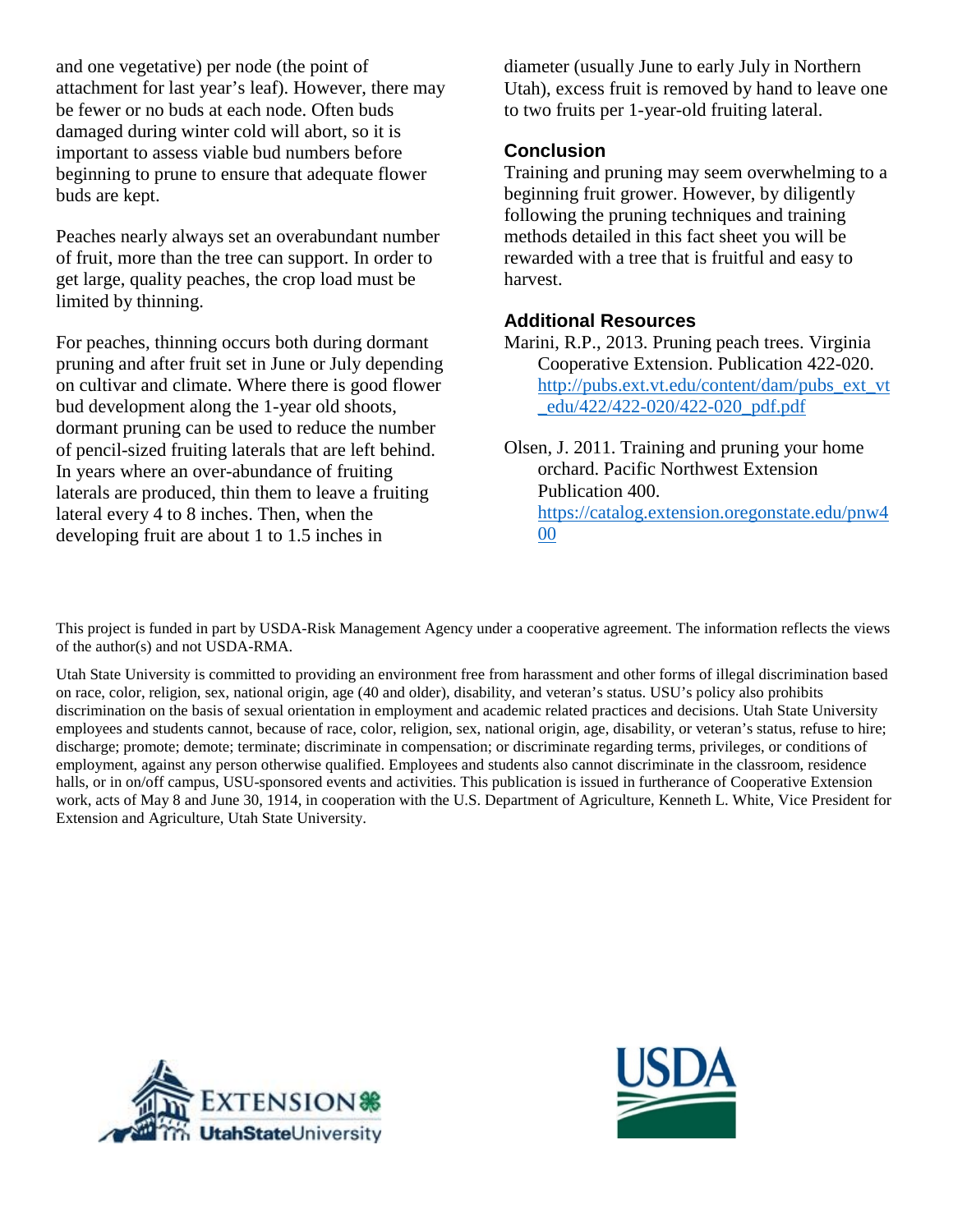and one vegetative) per node (the point of attachment for last year's leaf). However, there may be fewer or no buds at each node. Often buds damaged during winter cold will abort, so it is important to assess viable bud numbers before beginning to prune to ensure that adequate flower buds are kept.

Peaches nearly always set an overabundant number of fruit, more than the tree can support. In order to get large, quality peaches, the crop load must be limited by thinning.

For peaches, thinning occurs both during dormant pruning and after fruit set in June or July depending on cultivar and climate. Where there is good flower bud development along the 1-year old shoots, dormant pruning can be used to reduce the number of pencil-sized fruiting laterals that are left behind. In years where an over-abundance of fruiting laterals are produced, thin them to leave a fruiting lateral every 4 to 8 inches. Then, when the developing fruit are about 1 to 1.5 inches in diameter (usually June to early July in Northern Utah), excess fruit is removed by hand to leave one to two fruits per 1-year-old fruiting lateral.

## Conclusion

Training and pruning may seem overwhelming to a beginning fruit grower. However, by diligently following the pruning techniques and training methods detailed in this fact sheet you will be rewarded with a tree that is fruitful and easy to harvest.

## Additional Resources

Marini, R.P., 2013. Pruning peach trees. Virginia Cooperative Extension. Publication 422-020. http://pubs.ext.vt.edu/content/dam/pubs_ext_vt_edu/422/422-020/422-020_pdf.pdf

Olsen, J. 2011. Training and pruning your home orchard. Pacific Northwest Extension Publication 400. https://catalog.extension.oregonstate.edu/pnw400

This project is funded in part by USDA-Risk Management Agency under a cooperative agreement. The information reflects the views of the author(s) and not USDA-RMA.

Utah State University is committed to providing an environment free from harassment and other forms of illegal discrimination based on race, color, religion, sex, national origin, age (40 and older), disability, and veteran's status. USU's policy also prohibits discrimination on the basis of sexual orientation in employment and academic related practices and decisions. Utah State University employees and students cannot, because of race, color, religion, sex, national origin, age, disability, or veteran's status, refuse to hire; discharge; promote; demote; terminate; discriminate in compensation; or discriminate regarding terms, privileges, or conditions of employment, against any person otherwise qualified. Employees and students also cannot discriminate in the classroom, residence halls, or in on/off campus, USU-sponsored events and activities. This publication is issued in furtherance of Cooperative Extension work, acts of May 8 and June 30, 1914, in cooperation with the U.S. Department of Agriculture, Kenneth L. White, Vice President for Extension and Agriculture, Utah State University.

EXTENSION UtahStateUniversity

USDA